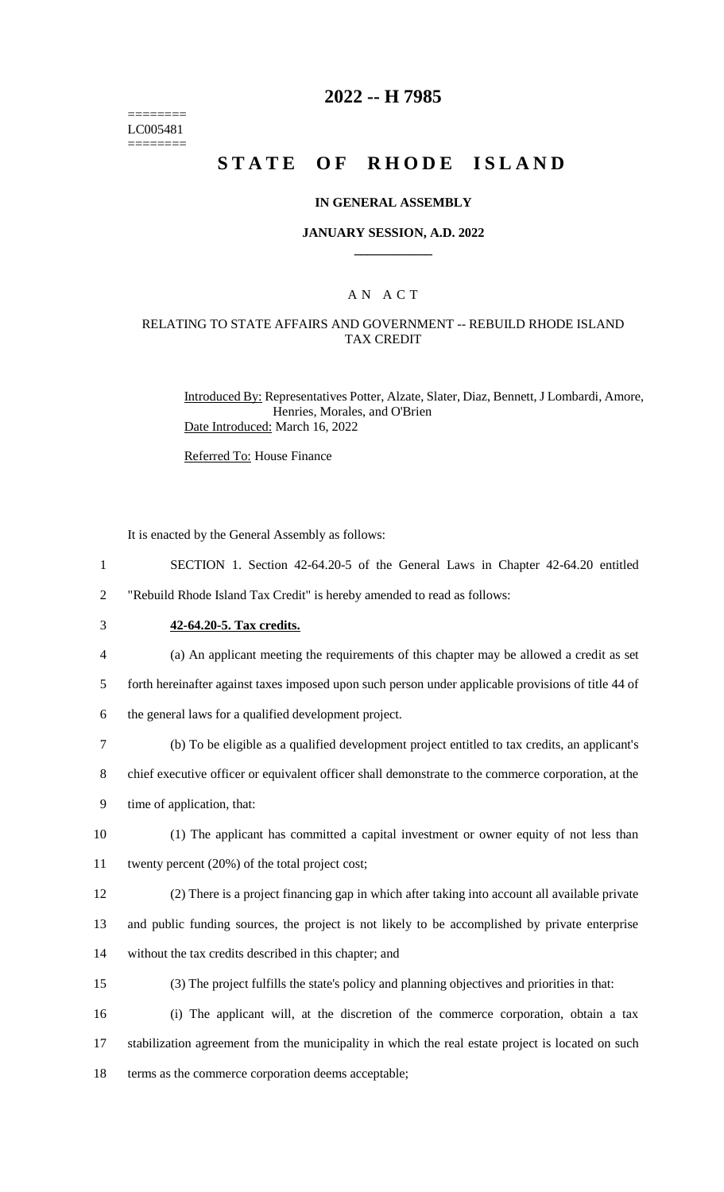======== LC005481 ========

# 2022 -- H 7985

# STATE OF RHODE ISLAND

### IN GENERAL ASSEMBLY

### JANUARY SESSION, A.D. 2022

## A N A C T

### RELATING TO STATE AFFAIRS AND GOVERNMENT -- REBUILD RHODE ISLAND TAX CREDIT

Introduced By: Representatives Potter, Alzate, Slater, Diaz, Bennett, J Lombardi, Amore, Henries, Morales, and O'Brien

Date Introduced: March 16, 2022

Referred To: House Finance

It is enacted by the General Assembly as follows:

1 SECTION 1. Section 42-64.20-5 of the General Laws in Chapter 42-64.20 entitled
2 "Rebuild Rhode Island Tax Credit" is hereby amended to read as follows:

3 **42-64.20-5. Tax credits.**

4 (a) An applicant meeting the requirements of this chapter may be allowed a credit as set
5 forth hereinafter against taxes imposed upon such person under applicable provisions of title 44 of
6 the general laws for a qualified development project.

7 (b) To be eligible as a qualified development project entitled to tax credits, an applicant's
8 chief executive officer or equivalent officer shall demonstrate to the commerce corporation, at the
9 time of application, that:

10 (1) The applicant has committed a capital investment or owner equity of not less than
11 twenty percent (20%) of the total project cost;

12 (2) There is a project financing gap in which after taking into account all available private
13 and public funding sources, the project is not likely to be accomplished by private enterprise
14 without the tax credits described in this chapter; and

15 (3) The project fulfills the state's policy and planning objectives and priorities in that:

16 (i) The applicant will, at the discretion of the commerce corporation, obtain a tax
17 stabilization agreement from the municipality in which the real estate project is located on such
18 terms as the commerce corporation deems acceptable;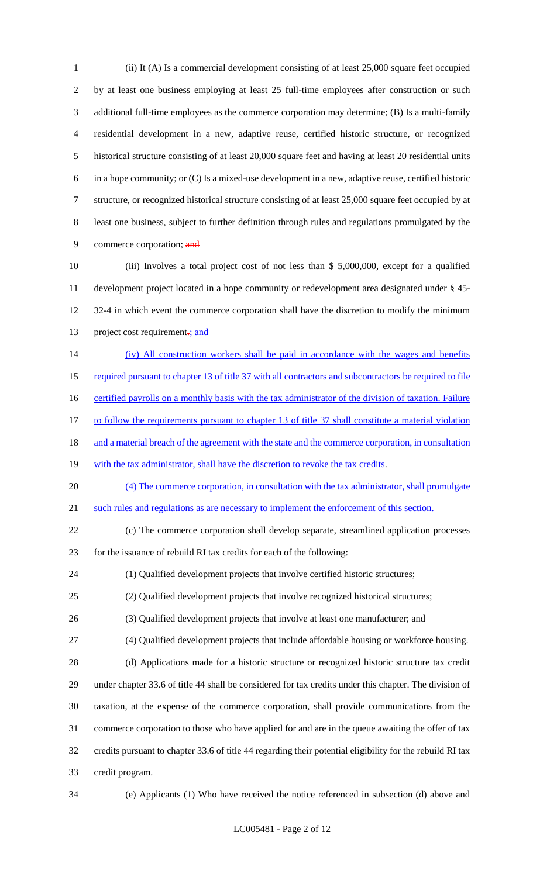(ii) It (A) Is a commercial development consisting of at least 25,000 square feet occupied by at least one business employing at least 25 full-time employees after construction or such additional full-time employees as the commerce corporation may determine; (B) Is a multi-family residential development in a new, adaptive reuse, certified historic structure, or recognized historical structure consisting of at least 20,000 square feet and having at least 20 residential units in a hope community; or (C) Is a mixed-use development in a new, adaptive reuse, certified historic structure, or recognized historical structure consisting of at least 25,000 square feet occupied by at least one business, subject to further definition through rules and regulations promulgated by the commerce corporation; ~~and~~

(iii) Involves a total project cost of not less than $ 5,000,000, except for a qualified development project located in a hope community or redevelopment area designated under § 45-32-4 in which event the commerce corporation shall have the discretion to modify the minimum project cost requirement~~.~~; and

(iv) All construction workers shall be paid in accordance with the wages and benefits required pursuant to chapter 13 of title 37 with all contractors and subcontractors be required to file certified payrolls on a monthly basis with the tax administrator of the division of taxation. Failure to follow the requirements pursuant to chapter 13 of title 37 shall constitute a material violation and a material breach of the agreement with the state and the commerce corporation, in consultation with the tax administrator, shall have the discretion to revoke the tax credits.

(4) The commerce corporation, in consultation with the tax administrator, shall promulgate such rules and regulations as are necessary to implement the enforcement of this section.

(c) The commerce corporation shall develop separate, streamlined application processes for the issuance of rebuild RI tax credits for each of the following:

(1) Qualified development projects that involve certified historic structures;

(2) Qualified development projects that involve recognized historical structures;

(3) Qualified development projects that involve at least one manufacturer; and

(4) Qualified development projects that include affordable housing or workforce housing.

(d) Applications made for a historic structure or recognized historic structure tax credit under chapter 33.6 of title 44 shall be considered for tax credits under this chapter. The division of taxation, at the expense of the commerce corporation, shall provide communications from the commerce corporation to those who have applied for and are in the queue awaiting the offer of tax credits pursuant to chapter 33.6 of title 44 regarding their potential eligibility for the rebuild RI tax credit program.

(e) Applicants (1) Who have received the notice referenced in subsection (d) above and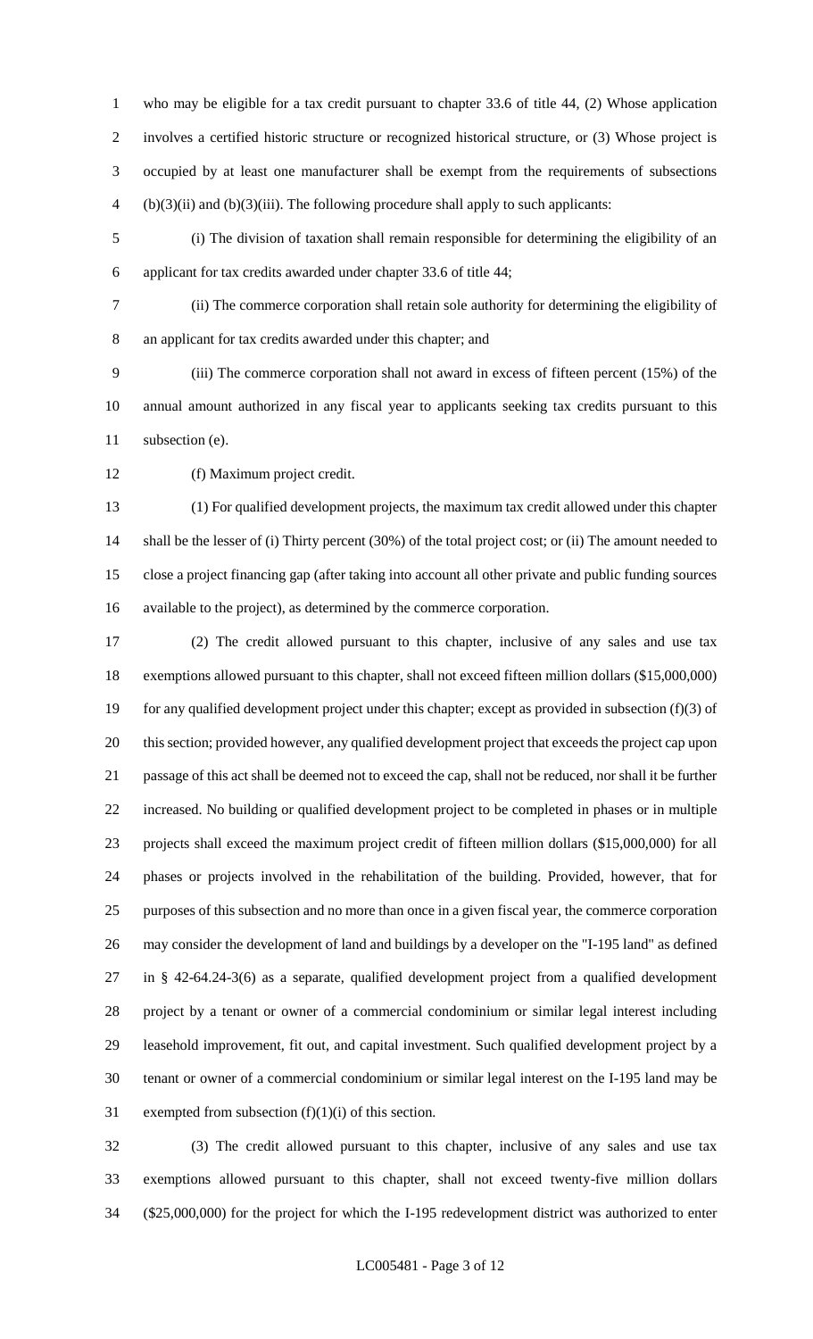who may be eligible for a tax credit pursuant to chapter 33.6 of title 44, (2) Whose application involves a certified historic structure or recognized historical structure, or (3) Whose project is occupied by at least one manufacturer shall be exempt from the requirements of subsections (b)(3)(ii) and (b)(3)(iii). The following procedure shall apply to such applicants:

(i) The division of taxation shall remain responsible for determining the eligibility of an applicant for tax credits awarded under chapter 33.6 of title 44;

(ii) The commerce corporation shall retain sole authority for determining the eligibility of an applicant for tax credits awarded under this chapter; and

(iii) The commerce corporation shall not award in excess of fifteen percent (15%) of the annual amount authorized in any fiscal year to applicants seeking tax credits pursuant to this subsection (e).

(f) Maximum project credit.

(1) For qualified development projects, the maximum tax credit allowed under this chapter shall be the lesser of (i) Thirty percent (30%) of the total project cost; or (ii) The amount needed to close a project financing gap (after taking into account all other private and public funding sources available to the project), as determined by the commerce corporation.

(2) The credit allowed pursuant to this chapter, inclusive of any sales and use tax exemptions allowed pursuant to this chapter, shall not exceed fifteen million dollars ($15,000,000) for any qualified development project under this chapter; except as provided in subsection (f)(3) of this section; provided however, any qualified development project that exceeds the project cap upon passage of this act shall be deemed not to exceed the cap, shall not be reduced, nor shall it be further increased. No building or qualified development project to be completed in phases or in multiple projects shall exceed the maximum project credit of fifteen million dollars ($15,000,000) for all phases or projects involved in the rehabilitation of the building. Provided, however, that for purposes of this subsection and no more than once in a given fiscal year, the commerce corporation may consider the development of land and buildings by a developer on the "I-195 land" as defined in § 42-64.24-3(6) as a separate, qualified development project from a qualified development project by a tenant or owner of a commercial condominium or similar legal interest including leasehold improvement, fit out, and capital investment. Such qualified development project by a tenant or owner of a commercial condominium or similar legal interest on the I-195 land may be exempted from subsection (f)(1)(i) of this section.

(3) The credit allowed pursuant to this chapter, inclusive of any sales and use tax exemptions allowed pursuant to this chapter, shall not exceed twenty-five million dollars ($25,000,000) for the project for which the I-195 redevelopment district was authorized to enter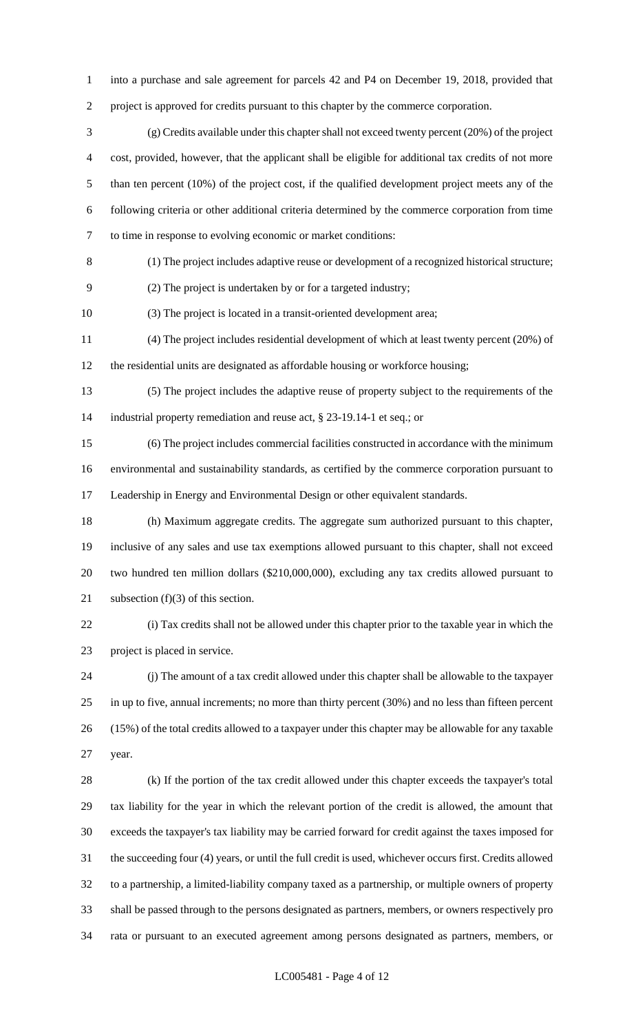into a purchase and sale agreement for parcels 42 and P4 on December 19, 2018, provided that project is approved for credits pursuant to this chapter by the commerce corporation.

(g) Credits available under this chapter shall not exceed twenty percent (20%) of the project cost, provided, however, that the applicant shall be eligible for additional tax credits of not more than ten percent (10%) of the project cost, if the qualified development project meets any of the following criteria or other additional criteria determined by the commerce corporation from time to time in response to evolving economic or market conditions:

(1) The project includes adaptive reuse or development of a recognized historical structure;

(2) The project is undertaken by or for a targeted industry;

(3) The project is located in a transit-oriented development area;

(4) The project includes residential development of which at least twenty percent (20%) of the residential units are designated as affordable housing or workforce housing;

(5) The project includes the adaptive reuse of property subject to the requirements of the industrial property remediation and reuse act, § 23-19.14-1 et seq.; or

(6) The project includes commercial facilities constructed in accordance with the minimum environmental and sustainability standards, as certified by the commerce corporation pursuant to Leadership in Energy and Environmental Design or other equivalent standards.

(h) Maximum aggregate credits. The aggregate sum authorized pursuant to this chapter, inclusive of any sales and use tax exemptions allowed pursuant to this chapter, shall not exceed two hundred ten million dollars ($210,000,000), excluding any tax credits allowed pursuant to subsection (f)(3) of this section.

(i) Tax credits shall not be allowed under this chapter prior to the taxable year in which the project is placed in service.

(j) The amount of a tax credit allowed under this chapter shall be allowable to the taxpayer in up to five, annual increments; no more than thirty percent (30%) and no less than fifteen percent (15%) of the total credits allowed to a taxpayer under this chapter may be allowable for any taxable year.

(k) If the portion of the tax credit allowed under this chapter exceeds the taxpayer's total tax liability for the year in which the relevant portion of the credit is allowed, the amount that exceeds the taxpayer's tax liability may be carried forward for credit against the taxes imposed for the succeeding four (4) years, or until the full credit is used, whichever occurs first. Credits allowed to a partnership, a limited-liability company taxed as a partnership, or multiple owners of property shall be passed through to the persons designated as partners, members, or owners respectively pro rata or pursuant to an executed agreement among persons designated as partners, members, or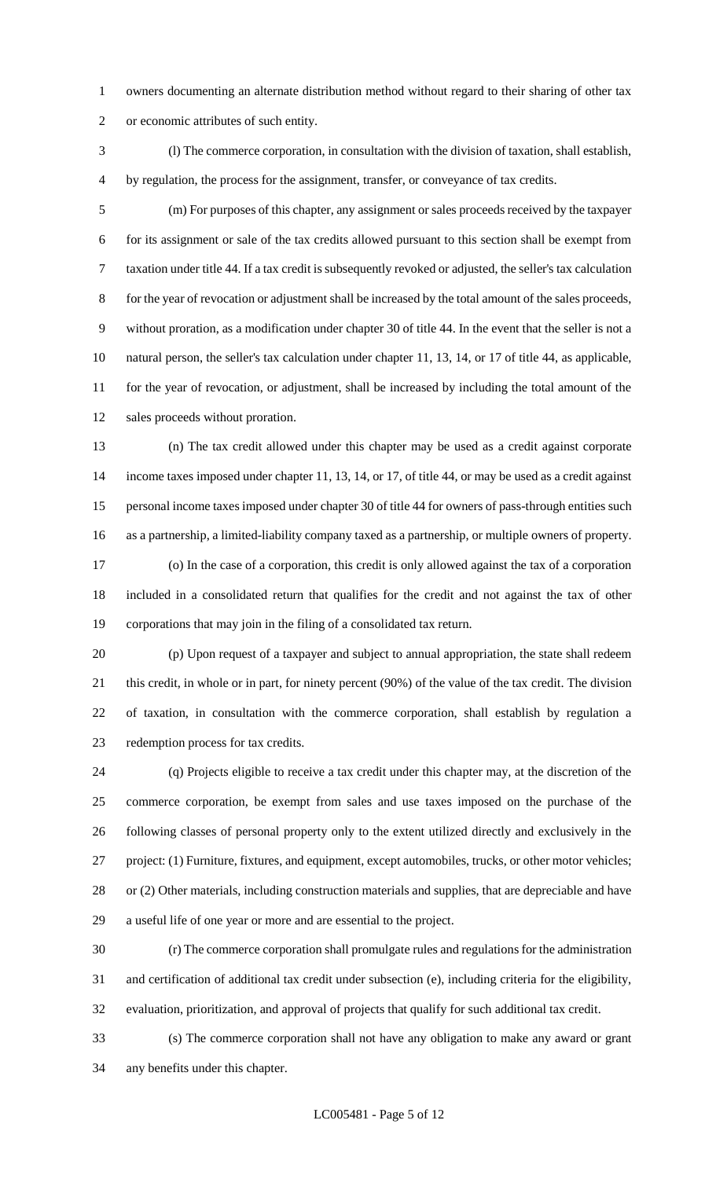owners documenting an alternate distribution method without regard to their sharing of other tax or economic attributes of such entity.

(l) The commerce corporation, in consultation with the division of taxation, shall establish, by regulation, the process for the assignment, transfer, or conveyance of tax credits.

(m) For purposes of this chapter, any assignment or sales proceeds received by the taxpayer for its assignment or sale of the tax credits allowed pursuant to this section shall be exempt from taxation under title 44. If a tax credit is subsequently revoked or adjusted, the seller's tax calculation for the year of revocation or adjustment shall be increased by the total amount of the sales proceeds, without proration, as a modification under chapter 30 of title 44. In the event that the seller is not a natural person, the seller's tax calculation under chapter 11, 13, 14, or 17 of title 44, as applicable, for the year of revocation, or adjustment, shall be increased by including the total amount of the sales proceeds without proration.

(n) The tax credit allowed under this chapter may be used as a credit against corporate income taxes imposed under chapter 11, 13, 14, or 17, of title 44, or may be used as a credit against personal income taxes imposed under chapter 30 of title 44 for owners of pass-through entities such as a partnership, a limited-liability company taxed as a partnership, or multiple owners of property.

(o) In the case of a corporation, this credit is only allowed against the tax of a corporation included in a consolidated return that qualifies for the credit and not against the tax of other corporations that may join in the filing of a consolidated tax return.

(p) Upon request of a taxpayer and subject to annual appropriation, the state shall redeem this credit, in whole or in part, for ninety percent (90%) of the value of the tax credit. The division of taxation, in consultation with the commerce corporation, shall establish by regulation a redemption process for tax credits.

(q) Projects eligible to receive a tax credit under this chapter may, at the discretion of the commerce corporation, be exempt from sales and use taxes imposed on the purchase of the following classes of personal property only to the extent utilized directly and exclusively in the project: (1) Furniture, fixtures, and equipment, except automobiles, trucks, or other motor vehicles; or (2) Other materials, including construction materials and supplies, that are depreciable and have a useful life of one year or more and are essential to the project.

(r) The commerce corporation shall promulgate rules and regulations for the administration and certification of additional tax credit under subsection (e), including criteria for the eligibility, evaluation, prioritization, and approval of projects that qualify for such additional tax credit.

(s) The commerce corporation shall not have any obligation to make any award or grant any benefits under this chapter.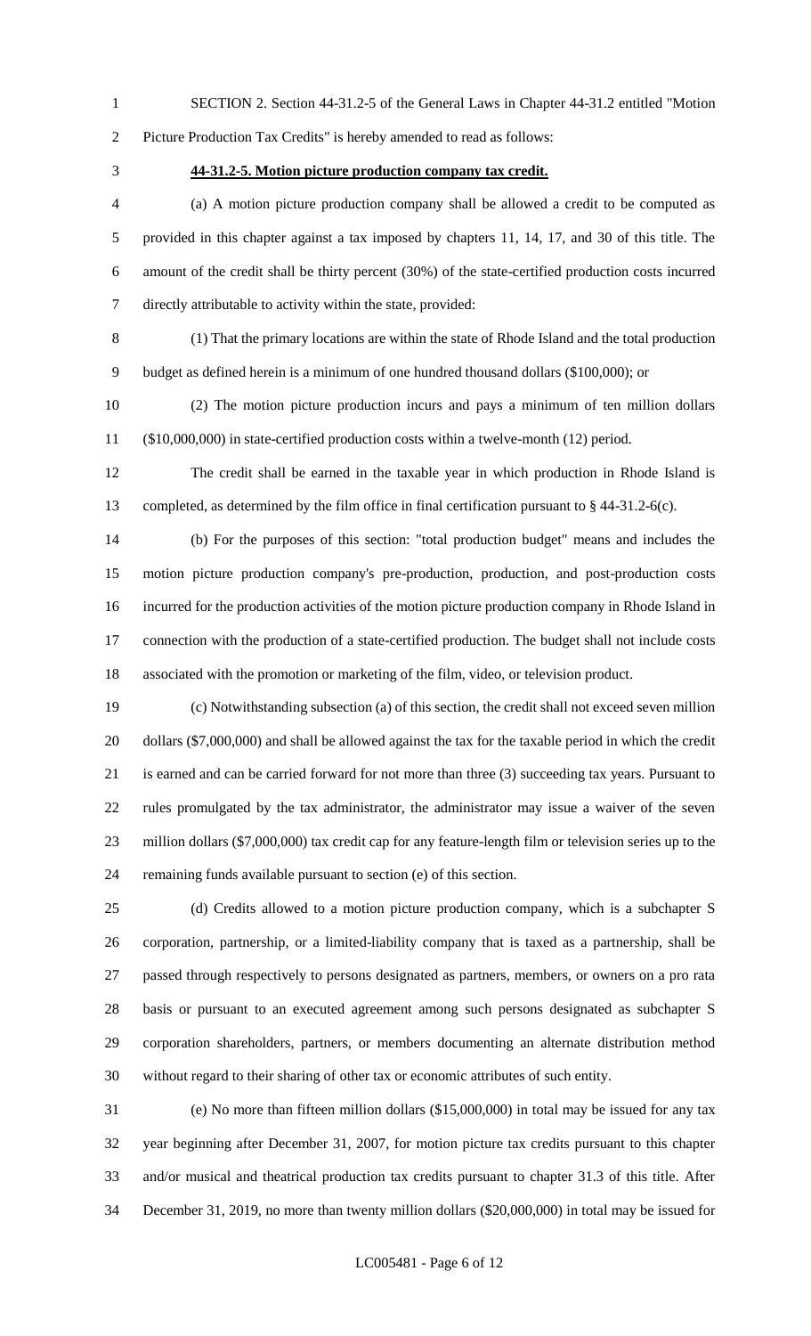SECTION 2. Section 44-31.2-5 of the General Laws in Chapter 44-31.2 entitled "Motion Picture Production Tax Credits" is hereby amended to read as follows:

**44-31.2-5. Motion picture production company tax credit.**

(a) A motion picture production company shall be allowed a credit to be computed as provided in this chapter against a tax imposed by chapters 11, 14, 17, and 30 of this title. The amount of the credit shall be thirty percent (30%) of the state-certified production costs incurred directly attributable to activity within the state, provided:

(1) That the primary locations are within the state of Rhode Island and the total production budget as defined herein is a minimum of one hundred thousand dollars ($100,000); or

(2) The motion picture production incurs and pays a minimum of ten million dollars ($10,000,000) in state-certified production costs within a twelve-month (12) period.

The credit shall be earned in the taxable year in which production in Rhode Island is completed, as determined by the film office in final certification pursuant to § 44-31.2-6(c).

(b) For the purposes of this section: "total production budget" means and includes the motion picture production company's pre-production, production, and post-production costs incurred for the production activities of the motion picture production company in Rhode Island in connection with the production of a state-certified production. The budget shall not include costs associated with the promotion or marketing of the film, video, or television product.

(c) Notwithstanding subsection (a) of this section, the credit shall not exceed seven million dollars ($7,000,000) and shall be allowed against the tax for the taxable period in which the credit is earned and can be carried forward for not more than three (3) succeeding tax years. Pursuant to rules promulgated by the tax administrator, the administrator may issue a waiver of the seven million dollars ($7,000,000) tax credit cap for any feature-length film or television series up to the remaining funds available pursuant to section (e) of this section.

(d) Credits allowed to a motion picture production company, which is a subchapter S corporation, partnership, or a limited-liability company that is taxed as a partnership, shall be passed through respectively to persons designated as partners, members, or owners on a pro rata basis or pursuant to an executed agreement among such persons designated as subchapter S corporation shareholders, partners, or members documenting an alternate distribution method without regard to their sharing of other tax or economic attributes of such entity.

(e) No more than fifteen million dollars ($15,000,000) in total may be issued for any tax year beginning after December 31, 2007, for motion picture tax credits pursuant to this chapter and/or musical and theatrical production tax credits pursuant to chapter 31.3 of this title. After December 31, 2019, no more than twenty million dollars ($20,000,000) in total may be issued for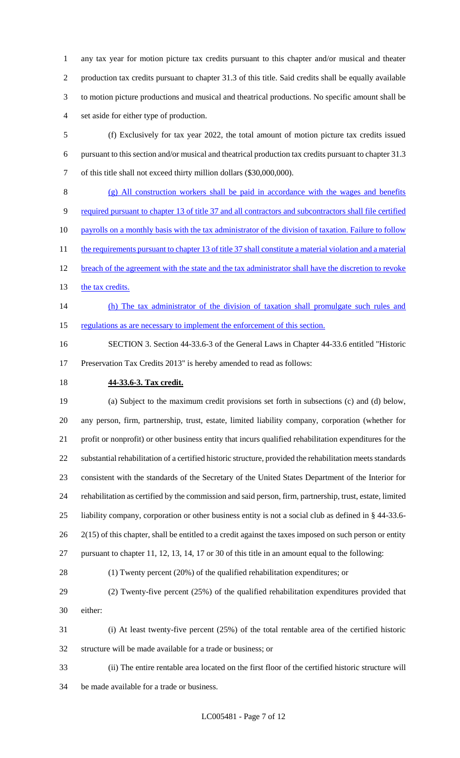any tax year for motion picture tax credits pursuant to this chapter and/or musical and theater production tax credits pursuant to chapter 31.3 of this title. Said credits shall be equally available to motion picture productions and musical and theatrical productions. No specific amount shall be set aside for either type of production.

(f) Exclusively for tax year 2022, the total amount of motion picture tax credits issued pursuant to this section and/or musical and theatrical production tax credits pursuant to chapter 31.3 of this title shall not exceed thirty million dollars ($30,000,000).

<u>(g) All construction workers shall be paid in accordance with the wages and benefits required pursuant to chapter 13 of title 37 and all contractors and subcontractors shall file certified payrolls on a monthly basis with the tax administrator of the division of taxation. Failure to follow the requirements pursuant to chapter 13 of title 37 shall constitute a material violation and a material breach of the agreement with the state and the tax administrator shall have the discretion to revoke the tax credits.</u>

<u>(h) The tax administrator of the division of taxation shall promulgate such rules and regulations as are necessary to implement the enforcement of this section.</u>

SECTION 3. Section 44-33.6-3 of the General Laws in Chapter 44-33.6 entitled "Historic Preservation Tax Credits 2013" is hereby amended to read as follows:

**<u>44-33.6-3. Tax credit.</u>**

(a) Subject to the maximum credit provisions set forth in subsections (c) and (d) below, any person, firm, partnership, trust, estate, limited liability company, corporation (whether for profit or nonprofit) or other business entity that incurs qualified rehabilitation expenditures for the substantial rehabilitation of a certified historic structure, provided the rehabilitation meets standards consistent with the standards of the Secretary of the United States Department of the Interior for rehabilitation as certified by the commission and said person, firm, partnership, trust, estate, limited liability company, corporation or other business entity is not a social club as defined in § 44-33.6-2(15) of this chapter, shall be entitled to a credit against the taxes imposed on such person or entity pursuant to chapter 11, 12, 13, 14, 17 or 30 of this title in an amount equal to the following:

(1) Twenty percent (20%) of the qualified rehabilitation expenditures; or

(2) Twenty-five percent (25%) of the qualified rehabilitation expenditures provided that either:

(i) At least twenty-five percent (25%) of the total rentable area of the certified historic structure will be made available for a trade or business; or

(ii) The entire rentable area located on the first floor of the certified historic structure will be made available for a trade or business.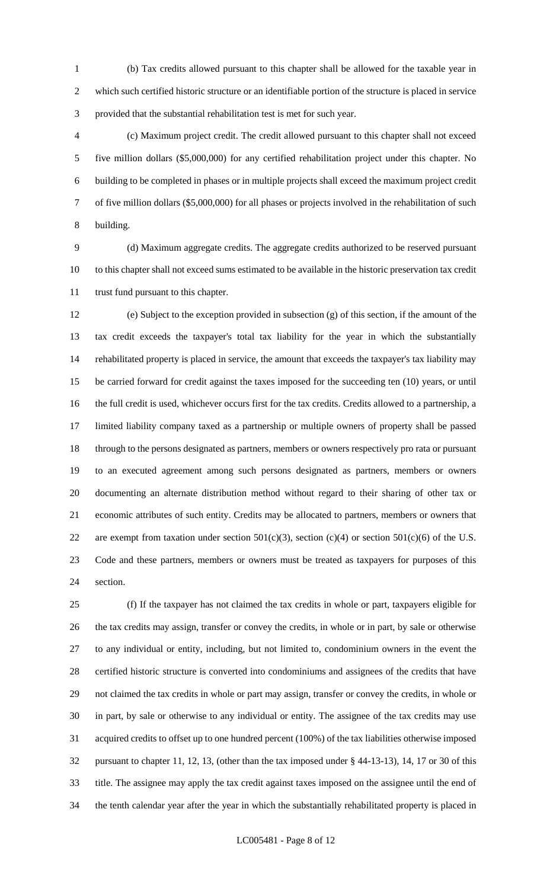(b) Tax credits allowed pursuant to this chapter shall be allowed for the taxable year in which such certified historic structure or an identifiable portion of the structure is placed in service provided that the substantial rehabilitation test is met for such year.

(c) Maximum project credit. The credit allowed pursuant to this chapter shall not exceed five million dollars ($5,000,000) for any certified rehabilitation project under this chapter. No building to be completed in phases or in multiple projects shall exceed the maximum project credit of five million dollars ($5,000,000) for all phases or projects involved in the rehabilitation of such building.

(d) Maximum aggregate credits. The aggregate credits authorized to be reserved pursuant to this chapter shall not exceed sums estimated to be available in the historic preservation tax credit trust fund pursuant to this chapter.

(e) Subject to the exception provided in subsection (g) of this section, if the amount of the tax credit exceeds the taxpayer's total tax liability for the year in which the substantially rehabilitated property is placed in service, the amount that exceeds the taxpayer's tax liability may be carried forward for credit against the taxes imposed for the succeeding ten (10) years, or until the full credit is used, whichever occurs first for the tax credits. Credits allowed to a partnership, a limited liability company taxed as a partnership or multiple owners of property shall be passed through to the persons designated as partners, members or owners respectively pro rata or pursuant to an executed agreement among such persons designated as partners, members or owners documenting an alternate distribution method without regard to their sharing of other tax or economic attributes of such entity. Credits may be allocated to partners, members or owners that are exempt from taxation under section 501(c)(3), section (c)(4) or section 501(c)(6) of the U.S. Code and these partners, members or owners must be treated as taxpayers for purposes of this section.

(f) If the taxpayer has not claimed the tax credits in whole or part, taxpayers eligible for the tax credits may assign, transfer or convey the credits, in whole or in part, by sale or otherwise to any individual or entity, including, but not limited to, condominium owners in the event the certified historic structure is converted into condominiums and assignees of the credits that have not claimed the tax credits in whole or part may assign, transfer or convey the credits, in whole or in part, by sale or otherwise to any individual or entity. The assignee of the tax credits may use acquired credits to offset up to one hundred percent (100%) of the tax liabilities otherwise imposed pursuant to chapter 11, 12, 13, (other than the tax imposed under § 44-13-13), 14, 17 or 30 of this title. The assignee may apply the tax credit against taxes imposed on the assignee until the end of the tenth calendar year after the year in which the substantially rehabilitated property is placed in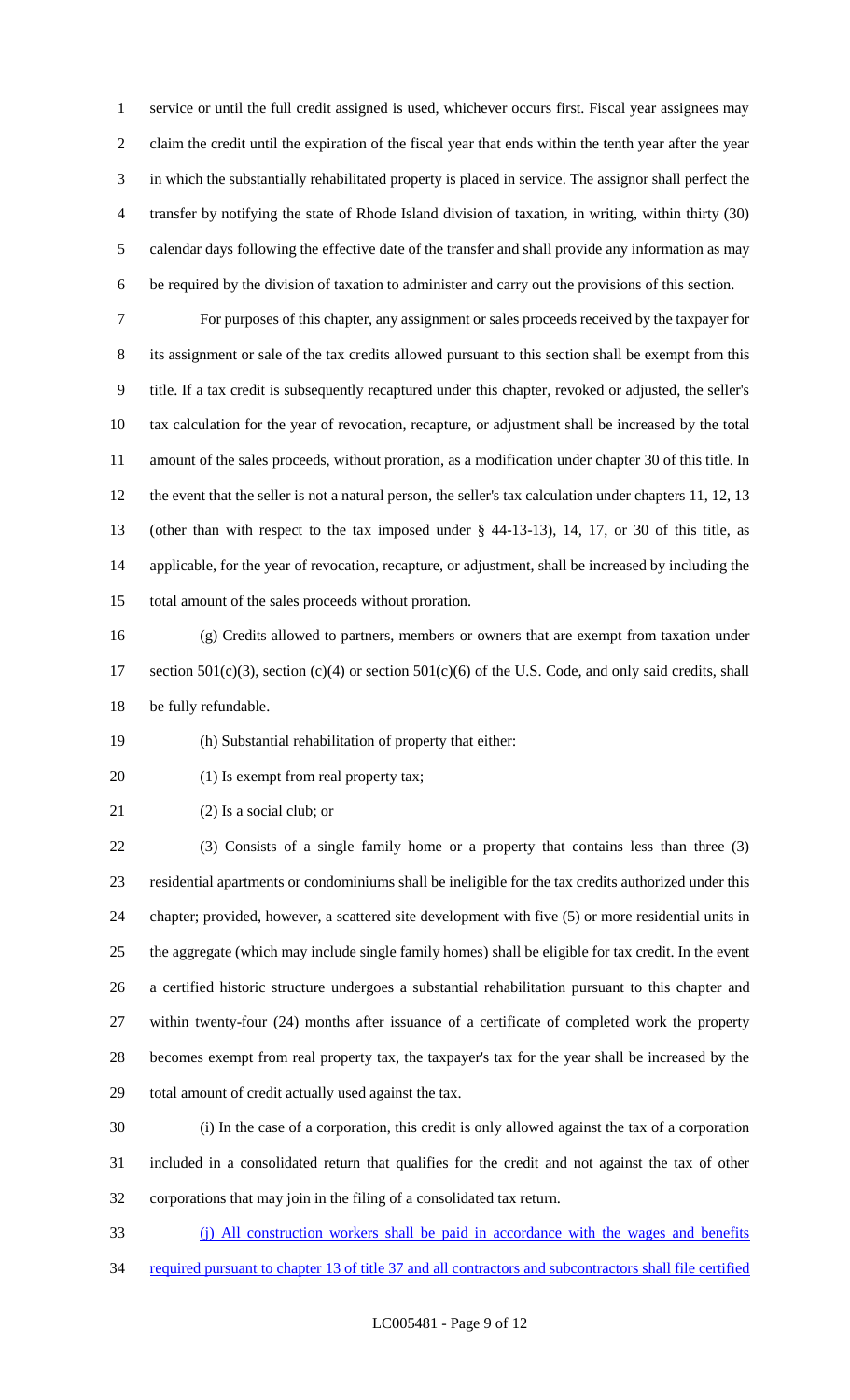service or until the full credit assigned is used, whichever occurs first. Fiscal year assignees may claim the credit until the expiration of the fiscal year that ends within the tenth year after the year in which the substantially rehabilitated property is placed in service. The assignor shall perfect the transfer by notifying the state of Rhode Island division of taxation, in writing, within thirty (30) calendar days following the effective date of the transfer and shall provide any information as may be required by the division of taxation to administer and carry out the provisions of this section.

For purposes of this chapter, any assignment or sales proceeds received by the taxpayer for its assignment or sale of the tax credits allowed pursuant to this section shall be exempt from this title. If a tax credit is subsequently recaptured under this chapter, revoked or adjusted, the seller's tax calculation for the year of revocation, recapture, or adjustment shall be increased by the total amount of the sales proceeds, without proration, as a modification under chapter 30 of this title. In the event that the seller is not a natural person, the seller's tax calculation under chapters 11, 12, 13 (other than with respect to the tax imposed under § 44-13-13), 14, 17, or 30 of this title, as applicable, for the year of revocation, recapture, or adjustment, shall be increased by including the total amount of the sales proceeds without proration.

(g) Credits allowed to partners, members or owners that are exempt from taxation under section 501(c)(3), section (c)(4) or section 501(c)(6) of the U.S. Code, and only said credits, shall be fully refundable.

(h) Substantial rehabilitation of property that either:

(1) Is exempt from real property tax;

(2) Is a social club; or

(3) Consists of a single family home or a property that contains less than three (3) residential apartments or condominiums shall be ineligible for the tax credits authorized under this chapter; provided, however, a scattered site development with five (5) or more residential units in the aggregate (which may include single family homes) shall be eligible for tax credit. In the event a certified historic structure undergoes a substantial rehabilitation pursuant to this chapter and within twenty-four (24) months after issuance of a certificate of completed work the property becomes exempt from real property tax, the taxpayer's tax for the year shall be increased by the total amount of credit actually used against the tax.

(i) In the case of a corporation, this credit is only allowed against the tax of a corporation included in a consolidated return that qualifies for the credit and not against the tax of other corporations that may join in the filing of a consolidated tax return.

(j) All construction workers shall be paid in accordance with the wages and benefits required pursuant to chapter 13 of title 37 and all contractors and subcontractors shall file certified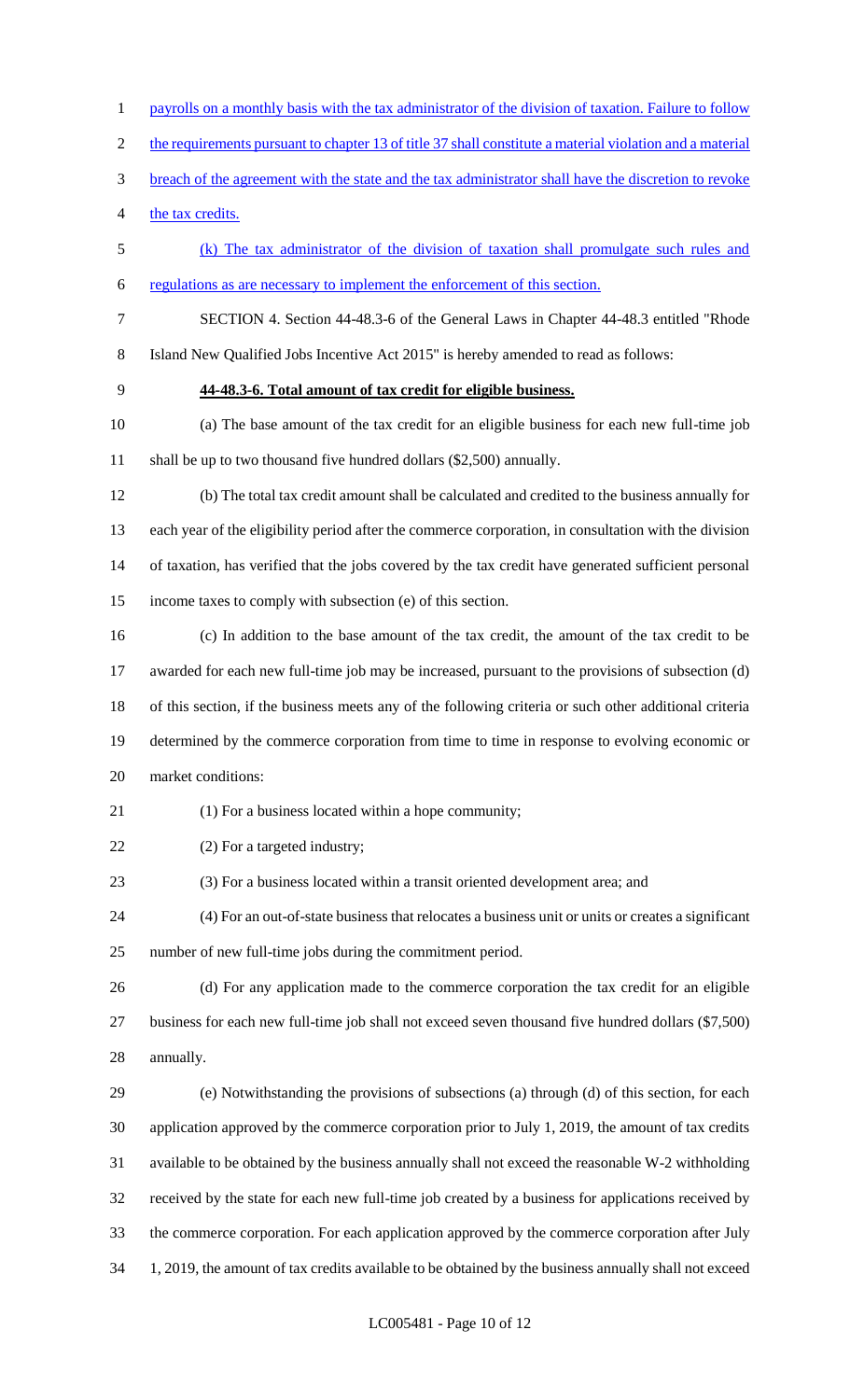payrolls on a monthly basis with the tax administrator of the division of taxation. Failure to follow the requirements pursuant to chapter 13 of title 37 shall constitute a material violation and a material breach of the agreement with the state and the tax administrator shall have the discretion to revoke the tax credits.

(k) The tax administrator of the division of taxation shall promulgate such rules and regulations as are necessary to implement the enforcement of this section.

SECTION 4. Section 44-48.3-6 of the General Laws in Chapter 44-48.3 entitled "Rhode Island New Qualified Jobs Incentive Act 2015" is hereby amended to read as follows:

**44-48.3-6. Total amount of tax credit for eligible business.**

(a) The base amount of the tax credit for an eligible business for each new full-time job shall be up to two thousand five hundred dollars ($2,500) annually.

(b) The total tax credit amount shall be calculated and credited to the business annually for each year of the eligibility period after the commerce corporation, in consultation with the division of taxation, has verified that the jobs covered by the tax credit have generated sufficient personal income taxes to comply with subsection (e) of this section.

(c) In addition to the base amount of the tax credit, the amount of the tax credit to be awarded for each new full-time job may be increased, pursuant to the provisions of subsection (d) of this section, if the business meets any of the following criteria or such other additional criteria determined by the commerce corporation from time to time in response to evolving economic or market conditions:

(1) For a business located within a hope community;

(2) For a targeted industry;

(3) For a business located within a transit oriented development area; and

(4) For an out-of-state business that relocates a business unit or units or creates a significant number of new full-time jobs during the commitment period.

(d) For any application made to the commerce corporation the tax credit for an eligible business for each new full-time job shall not exceed seven thousand five hundred dollars ($7,500) annually.

(e) Notwithstanding the provisions of subsections (a) through (d) of this section, for each application approved by the commerce corporation prior to July 1, 2019, the amount of tax credits available to be obtained by the business annually shall not exceed the reasonable W-2 withholding received by the state for each new full-time job created by a business for applications received by the commerce corporation. For each application approved by the commerce corporation after July 1, 2019, the amount of tax credits available to be obtained by the business annually shall not exceed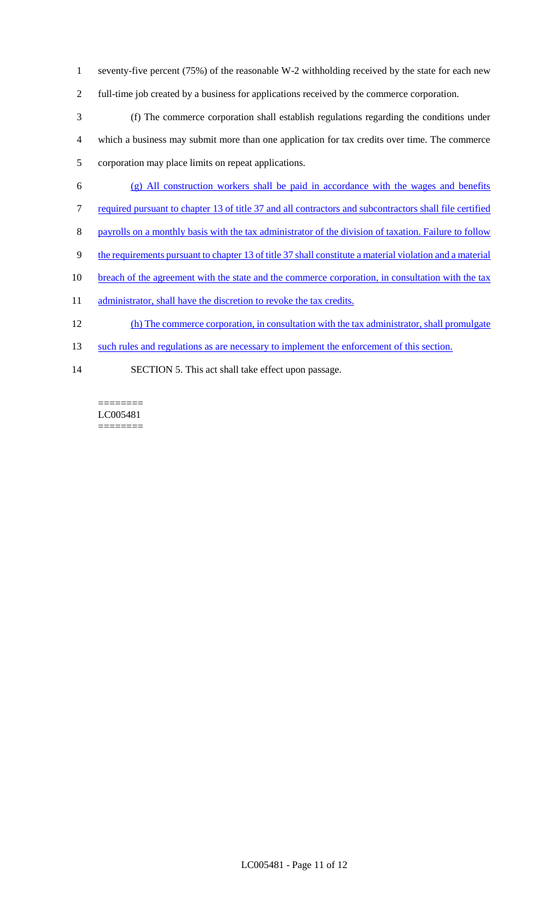seventy-five percent (75%) of the reasonable W-2 withholding received by the state for each new full-time job created by a business for applications received by the commerce corporation.

(f) The commerce corporation shall establish regulations regarding the conditions under which a business may submit more than one application for tax credits over time. The commerce corporation may place limits on repeat applications.

<u>(g) All construction workers shall be paid in accordance with the wages and benefits required pursuant to chapter 13 of title 37 and all contractors and subcontractors shall file certified payrolls on a monthly basis with the tax administrator of the division of taxation. Failure to follow the requirements pursuant to chapter 13 of title 37 shall constitute a material violation and a material breach of the agreement with the state and the commerce corporation, in consultation with the tax administrator, shall have the discretion to revoke the tax credits.</u>

<u>(h) The commerce corporation, in consultation with the tax administrator, shall promulgate such rules and regulations as are necessary to implement the enforcement of this section.</u>

SECTION 5. This act shall take effect upon passage.

========
LC005481
========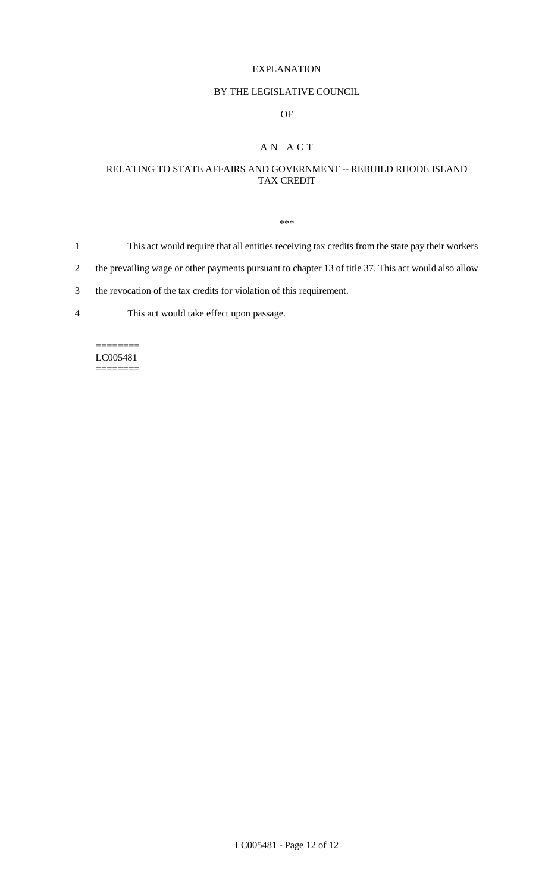EXPLANATION

BY THE LEGISLATIVE COUNCIL

OF

A N  A C T

RELATING TO STATE AFFAIRS AND GOVERNMENT -- REBUILD RHODE ISLAND TAX CREDIT

\*\*\*

1 This act would require that all entities receiving tax credits from the state pay their workers
2 the prevailing wage or other payments pursuant to chapter 13 of title 37. This act would also allow
3 the revocation of the tax credits for violation of this requirement.
4 This act would take effect upon passage.

========
LC005481
========